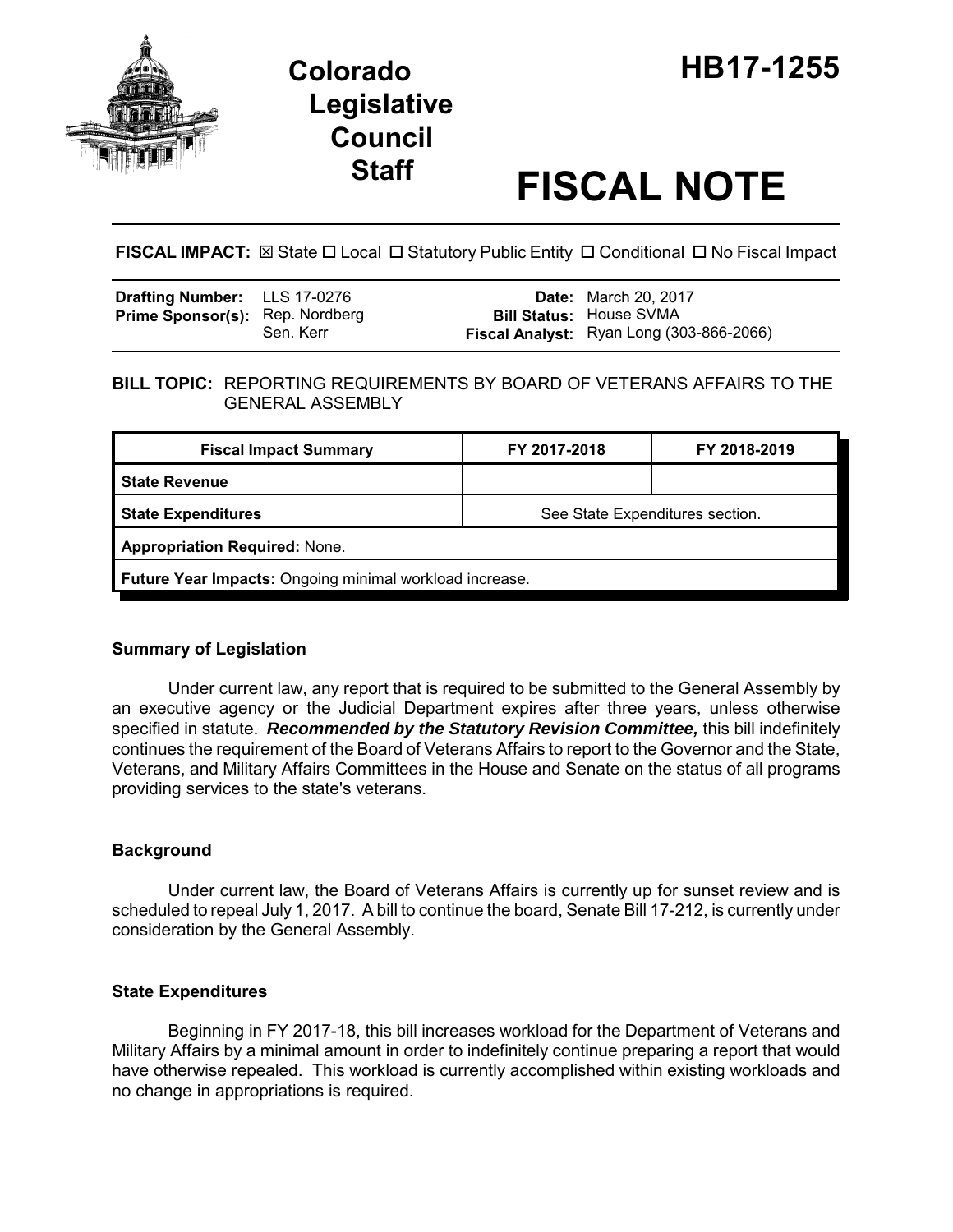# Colorado Legislative Council Staff

# HB17-1255

# FISCAL NOTE

**FISCAL IMPACT:** ☒ State ☐ Local ☐ Statutory Public Entity ☐ Conditional ☐ No Fiscal Impact

| | | | |
|---|---|---|---|
| **Drafting Number:** | LLS 17-0276 | **Date:** | March 20, 2017 |
| **Prime Sponsor(s):** | Rep. Nordberg<br>Sen. Kerr | **Bill Status:** | House SVMA |
| | | **Fiscal Analyst:** | Ryan Long (303-866-2066) |

**BILL TOPIC:** REPORTING REQUIREMENTS BY BOARD OF VETERANS AFFAIRS TO THE GENERAL ASSEMBLY

| Fiscal Impact Summary | FY 2017-2018 | FY 2018-2019 |
|---|---|---|
| **State Revenue** | | |
| **State Expenditures** | See State Expenditures section. | |
| **Appropriation Required:** None. | | |
| **Future Year Impacts:** Ongoing minimal workload increase. | | |

### Summary of Legislation

Under current law, any report that is required to be submitted to the General Assembly by an executive agency or the Judicial Department expires after three years, unless otherwise specified in statute. ***Recommended by the Statutory Revision Committee,*** this bill indefinitely continues the requirement of the Board of Veterans Affairs to report to the Governor and the State, Veterans, and Military Affairs Committees in the House and Senate on the status of all programs providing services to the state's veterans.

### Background

Under current law, the Board of Veterans Affairs is currently up for sunset review and is scheduled to repeal July 1, 2017. A bill to continue the board, Senate Bill 17-212, is currently under consideration by the General Assembly.

### State Expenditures

Beginning in FY 2017-18, this bill increases workload for the Department of Veterans and Military Affairs by a minimal amount in order to indefinitely continue preparing a report that would have otherwise repealed. This workload is currently accomplished within existing workloads and no change in appropriations is required.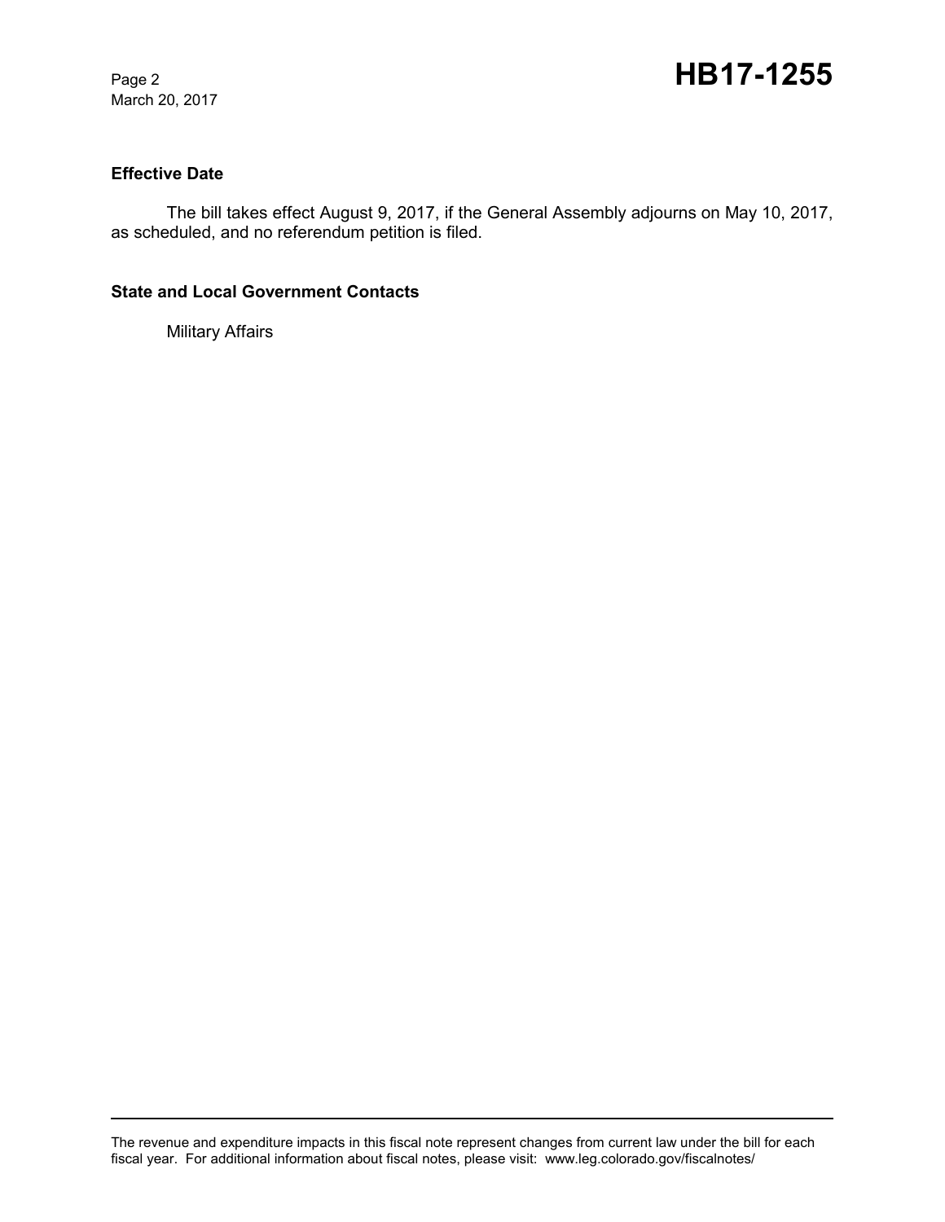## Effective Date

The bill takes effect August 9, 2017, if the General Assembly adjourns on May 10, 2017, as scheduled, and no referendum petition is filed.

## State and Local Government Contacts

Military Affairs

The revenue and expenditure impacts in this fiscal note represent changes from current law under the bill for each fiscal year. For additional information about fiscal notes, please visit: www.leg.colorado.gov/fiscalnotes/